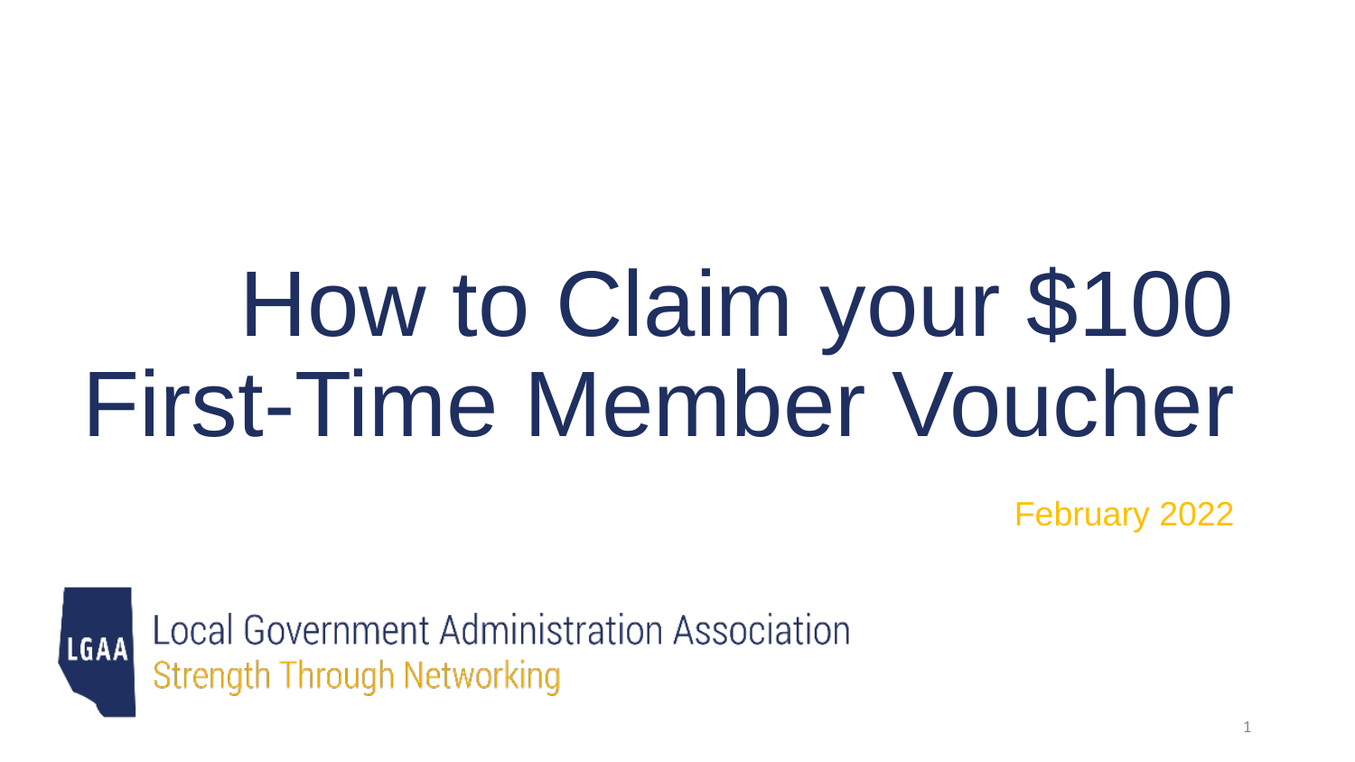# How to Claim your $100 First-Time Member Voucher

February 2022

LGAA

Local Government Administration Association

Strength Through Networking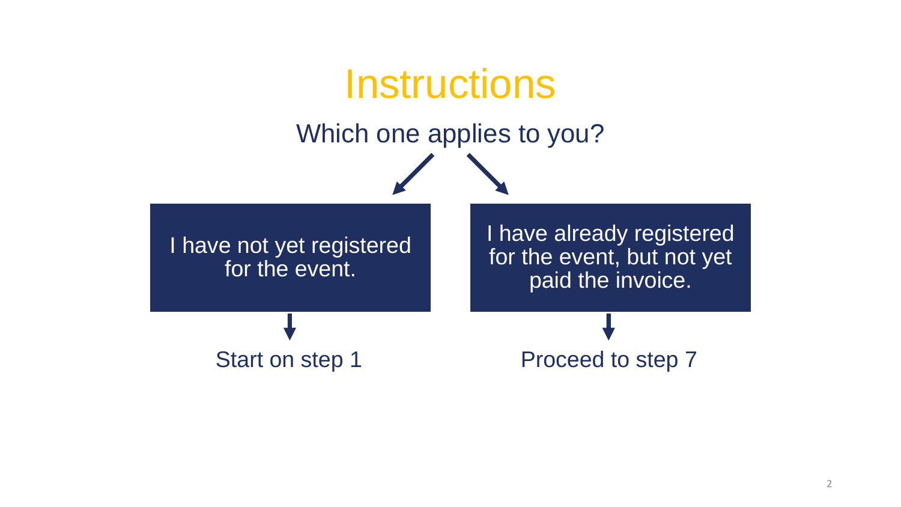# Instructions

Which one applies to you?

| I have not yet registered for the event. | I have already registered for the event, but not yet paid the invoice. |
| --- | --- |
| Start on step 1 | Proceed to step 7 |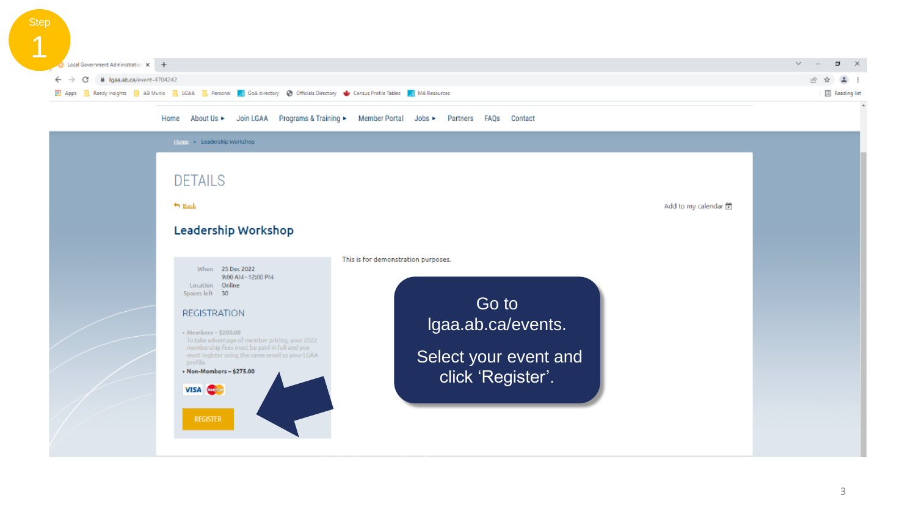Step 1

Go to lgaa.ab.ca/events.

Select your event and click ‘Register’.

Home | About Us | Join LGAA | Programs & Training | Member Portal | Jobs | Partners | FAQs | Contact

Home > Leadership Workshop

# DETAILS

Back

Add to my calendar

## Leadership Workshop

When: 25 Dec 2022, 9:00 AM - 12:00 PM

Location: Online

Spaces left: 30

This is for demonstration purposes.

### REGISTRATION

- Members – $200.00
  To take advantage of member pricing, your 2022 membership fees must be paid in full and you must register using the same email as your LGAA profile.
- Non-Members – $275.00

REGISTER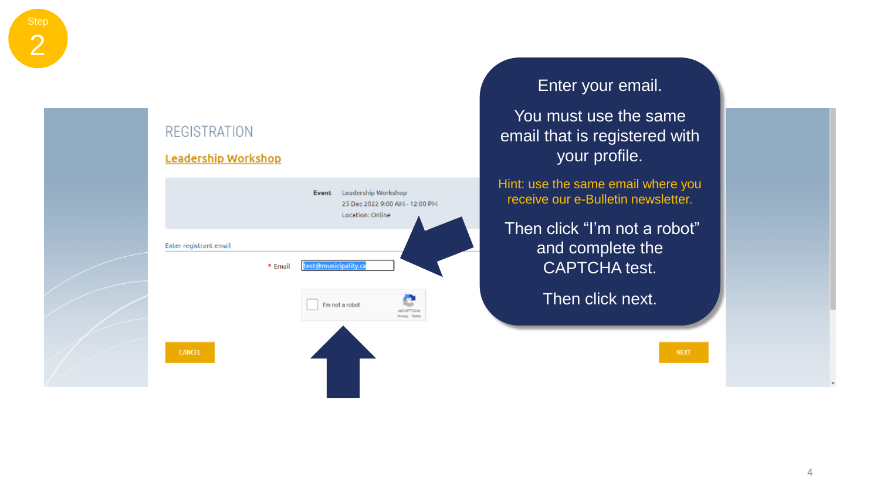Step 2

REGISTRATION

Leadership Workshop

**Event** Leadership Workshop
25 Dec 2022 9:00 AM - 12:00 PM
Location: Online

Enter registrant email

* Email test@municipality.ca

I'm not a robot

reCAPTCHA
Privacy - Terms

CANCEL

NEXT

Enter your email.

You must use the same email that is registered with your profile.

Hint: use the same email where you receive our e-Bulletin newsletter.

Then click "I'm not a robot" and complete the CAPTCHA test.

Then click next.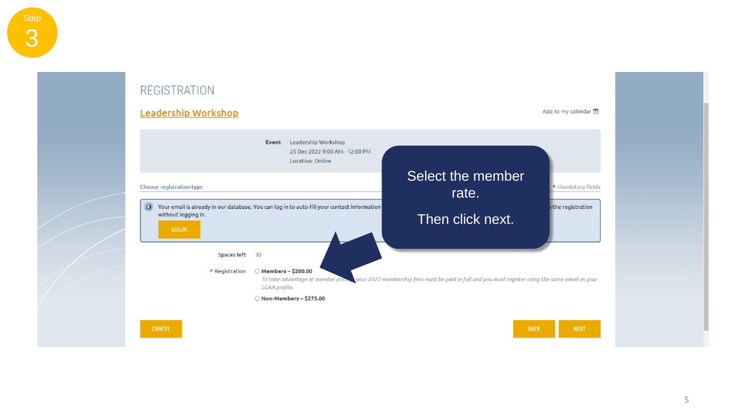Step 3

# REGISTRATION

## Leadership Workshop

Add to my calendar

**Event** Leadership Workshop
25 Dec 2022 9:00 AM - 12:00 PM
Location: Online

Choose registration type

\* Mandatory fields

Your email is already in our database. You can log in to auto-fill your contact information ... the registration without logging in.

LOGIN

Spaces left 30

\* Registration

- **Members – $200.00**
  *To take advantage of member pric... your 2022 membership fees must be paid in full and you must register using the same email as your LGAA profile.*
- **Non-Members – $275.00**

CANCEL BACK NEXT

Select the member rate.

Then click next.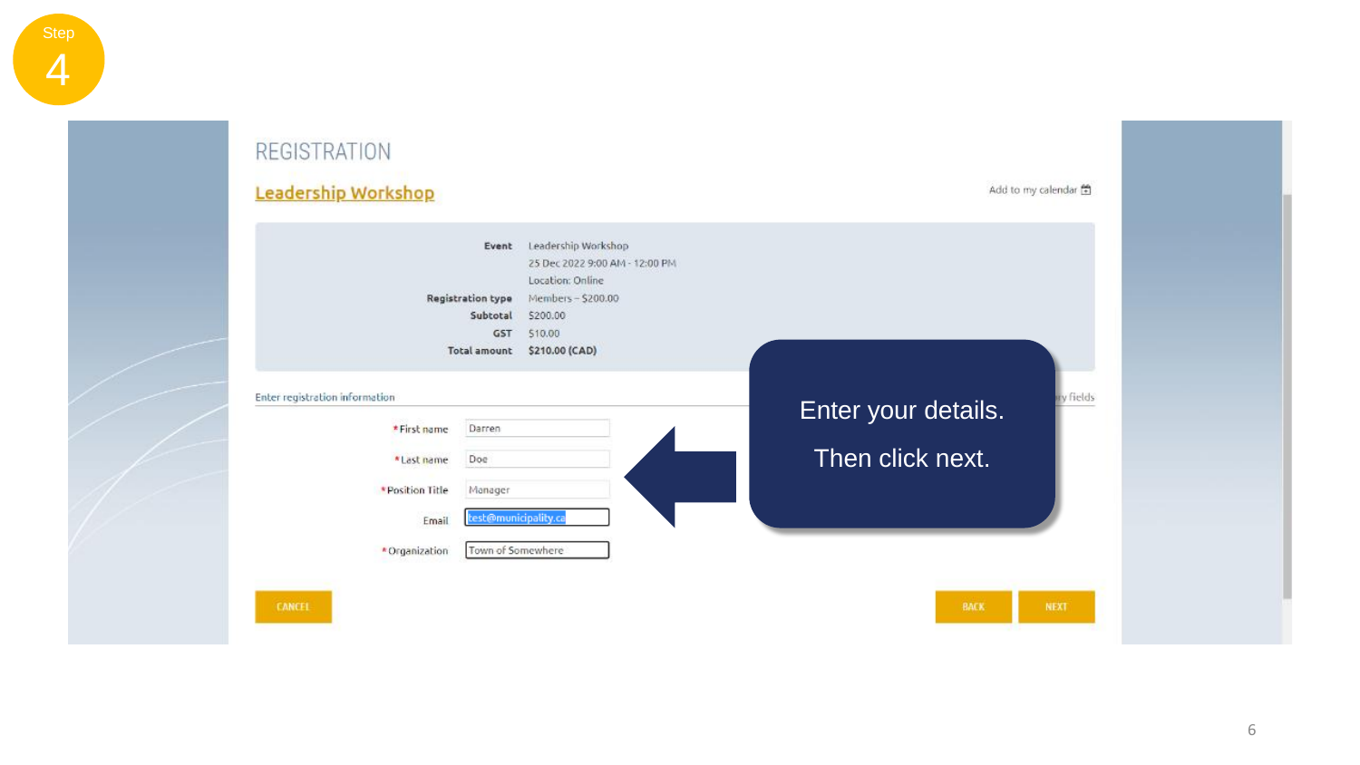Step 4

# REGISTRATION

## Leadership Workshop

Add to my calendar

| | |
|---|---|
| **Event** | Leadership Workshop |
| | 25 Dec 2022 9:00 AM - 12:00 PM |
| | Location: Online |
| **Registration type** | Members – $200.00 |
| **Subtotal** | $200.00 |
| **GST** | $10.00 |
| **Total amount** | **$210.00 (CAD)** |

Enter registration information

| | |
|---|---|
| *First name | Darren |
| *Last name | Doe |
| *Position Title | Manager |
| Email | test@municipality.ca |
| *Organization | Town of Somewhere |

CANCEL | BACK | NEXT

Enter your details.

Then click next.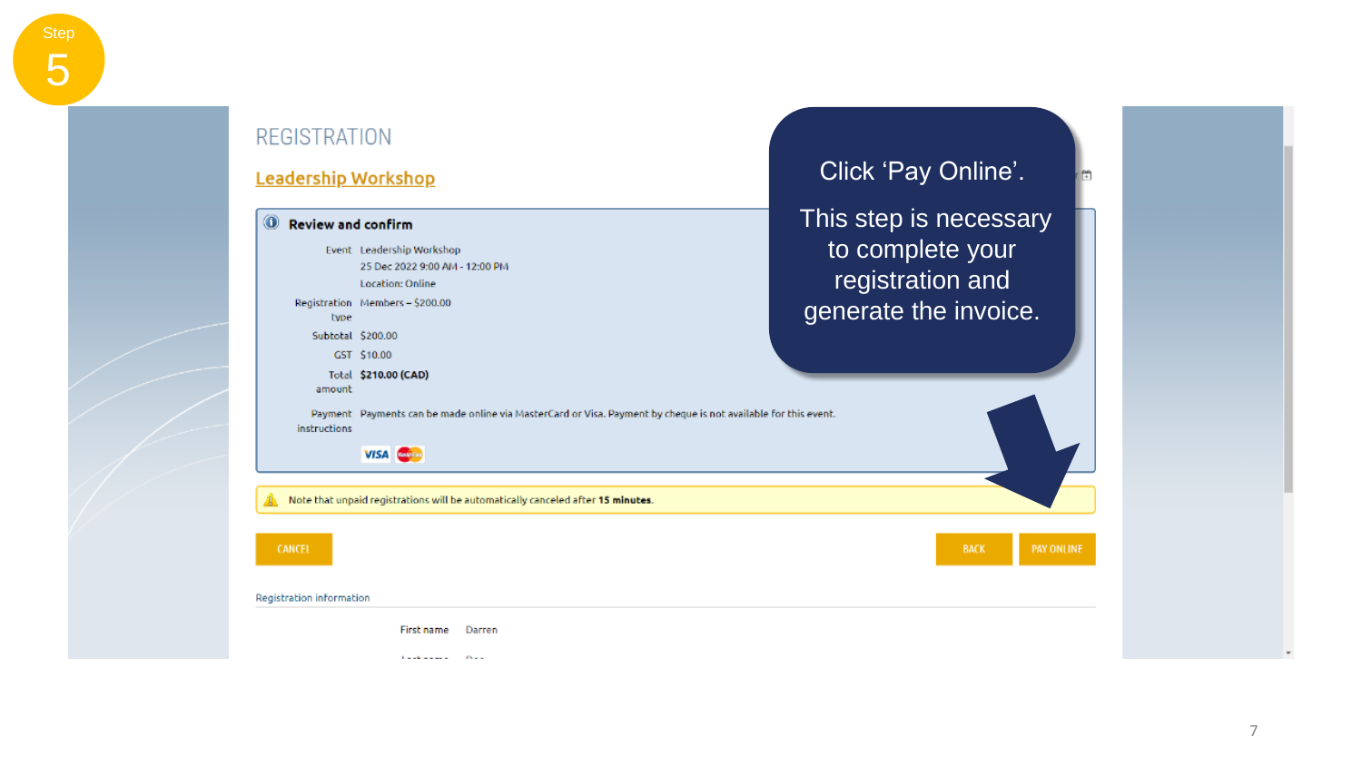Step 5

Click ‘Pay Online’.

This step is necessary to complete your registration and generate the invoice.

# REGISTRATION

## Leadership Workshop

**Review and confirm**

| | |
|---|---|
| Event | Leadership Workshop<br>25 Dec 2022 9:00 AM - 12:00 PM<br>Location: Online |
| Registration type | Members – $200.00 |
| Subtotal | $200.00 |
| GST | $10.00 |
| Total amount | **$210.00 (CAD)** |
| Payment instructions | Payments can be made online via MasterCard or Visa. Payment by cheque is not available for this event. |

Note that unpaid registrations will be automatically canceled after **15 minutes**.

CANCEL BACK PAY ONLINE

Registration information

| | |
|---|---|
| First name | Darren |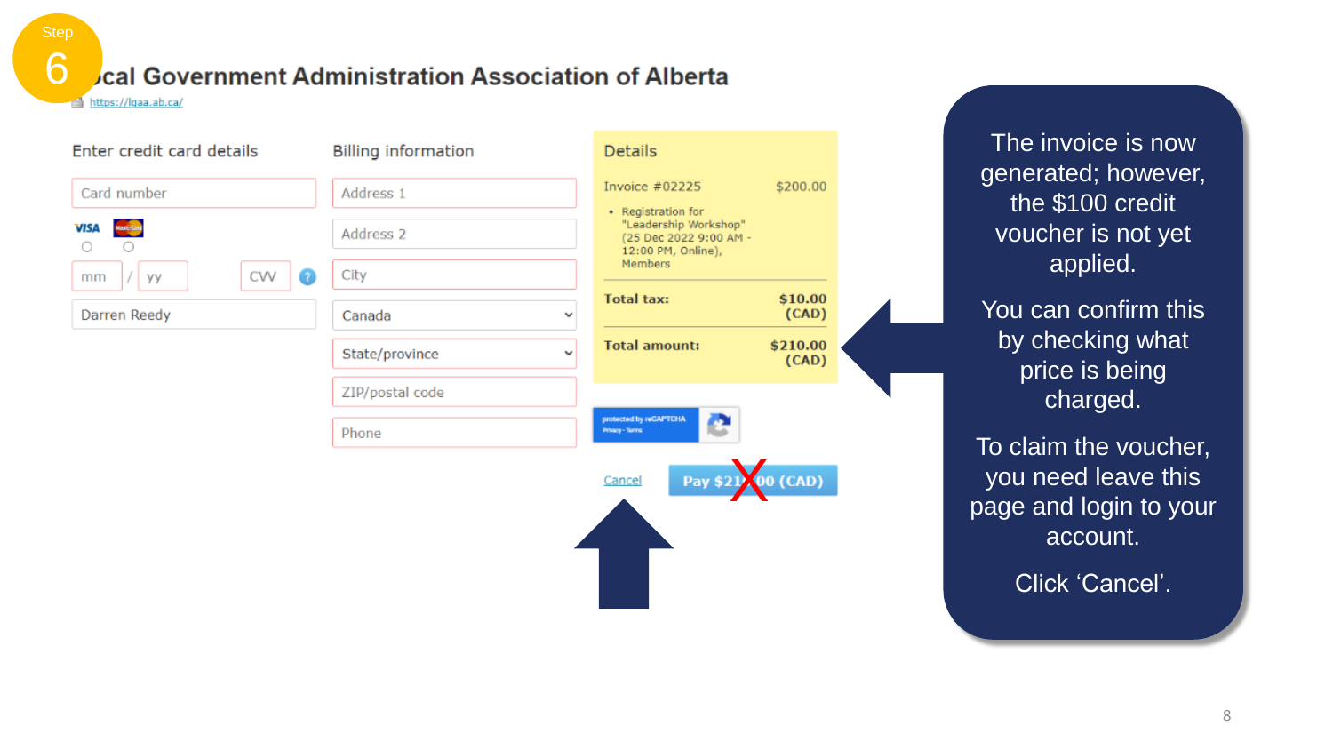Step 6

# Local Government Administration Association of Alberta

https://lgaa.ab.ca/

**Enter credit card details**

Card number

VISA / MasterCard

mm / yy CVV

Darren Reedy

**Billing information**

Address 1

Address 2

City

Canada

State/province

ZIP/postal code

Phone

**Details**

| | |
|---|---|
| Invoice #02225 | $200.00 |
| • Registration for "Leadership Workshop" (25 Dec 2022 9:00 AM - 12:00 PM, Online), Members | |
| **Total tax:** | **$10.00 (CAD)** |
| **Total amount:** | **$210.00 (CAD)** |

protected by reCAPTCHA
Privacy - Terms

Cancel

Pay $210.00 (CAD)

The invoice is now generated; however, the $100 credit voucher is not yet applied.

You can confirm this by checking what price is being charged.

To claim the voucher, you need leave this page and login to your account.

Click ‘Cancel’.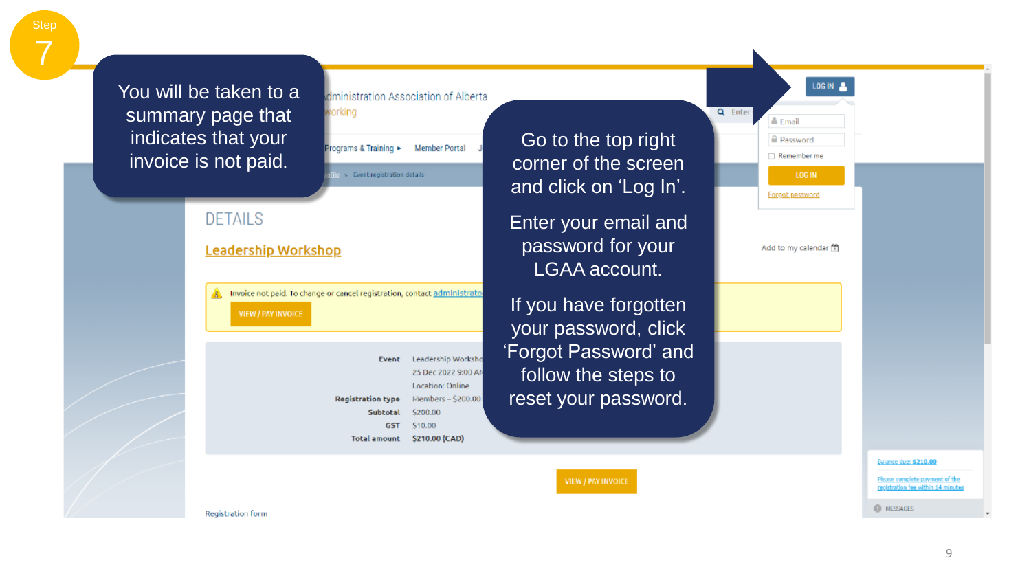Step 7

You will be taken to a summary page that indicates that your invoice is not paid.

Go to the top right corner of the screen and click on 'Log In'.

Enter your email and password for your LGAA account.

If you have forgotten your password, click 'Forgot Password' and follow the steps to reset your password.

Administration Association of Alberta

Networking

Programs & Training ▸ Member Portal

Event registration details

LOG IN

Email

Password

Remember me

LOG IN

Forgot password

## DETAILS

**Leadership Workshop**

Add to my calendar

Invoice not paid. To change or cancel registration, contact administrator

VIEW / PAY INVOICE

| | |
|---|---|
| **Event** | Leadership Worksho... |
| | 25 Dec 2022 9:00 AM |
| | Location: Online |
| **Registration type** | Members – $200.00 |
| **Subtotal** | $200.00 |
| **GST** | $10.00 |
| **Total amount** | $210.00 (CAD) |

VIEW / PAY INVOICE

Registration form

Balance due: $210.00

Please complete payment of the registration fee within 14 minutes

MESSAGES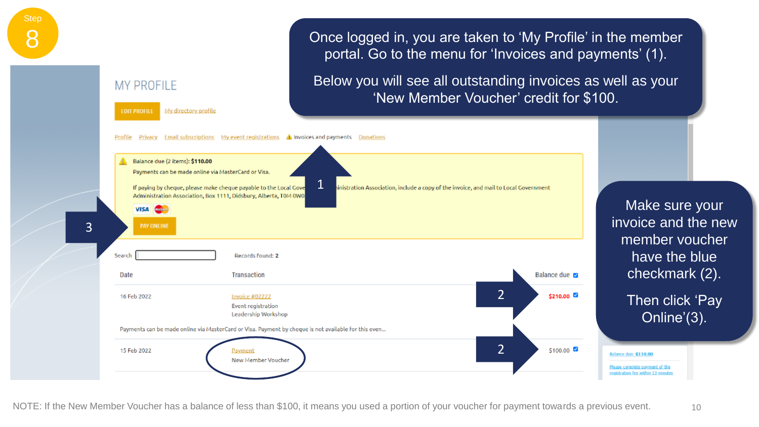Step 8

Once logged in, you are taken to 'My Profile' in the member portal. Go to the menu for 'Invoices and payments' (1).

Below you will see all outstanding invoices as well as your 'New Member Voucher' credit for $100.

MY PROFILE

EDIT PROFILE  My directory profile

Profile  Privacy  Email subscriptions  My event registrations  Invoices and payments  Donations

Balance due (2 items): **$110.00**

Payments can be made online via MasterCard or Visa.

If paying by cheque, please make cheque payable to the Local Gove... inistration Association, include a copy of the invoice, and mail to Local Government Administration Association, Box 1111, Didsbury, Alberta, T0M 0W0

PAY ONLINE

Search  Records found: 2

| Date | Transaction | Balance due |
| --- | --- | --- |
| 16 Feb 2022 | Invoice #02222<br>Event registration<br>Leadership Workshop | $210.00 |
| Payments can be made online via MasterCard or Visa. Payment by cheque is not available for this even... | | |
| 15 Feb 2022 | Payment<br>New Member Voucher | $100.00 |

Make sure your invoice and the new member voucher have the blue checkmark (2).

Then click 'Pay Online'(3).

Balance due: $110.00

Please complete payment of the registration fee within 13 minutes

NOTE: If the New Member Voucher has a balance of less than $100, it means you used a portion of your voucher for payment towards a previous event.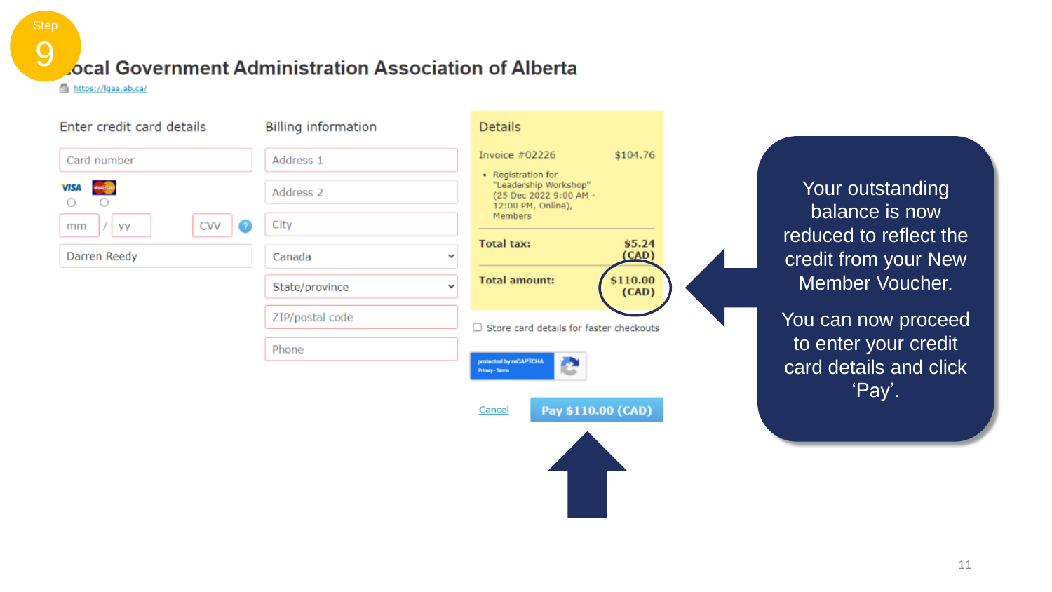Step 9

# Local Government Administration Association of Alberta

https://lgaa.ab.ca/

**Enter credit card details**

Card number

VISA | MasterCard

mm / yy CVV

Darren Reedy

**Billing information**

Address 1

Address 2

City

Canada

State/province

ZIP/postal code

Phone

**Details**

Invoice #02226 $104.76

- Registration for "Leadership Workshop" (25 Dec 2022 9:00 AM - 12:00 PM, Online), Members

**Total tax:** $5.24 (CAD)

**Total amount:** $110.00 (CAD)

Store card details for faster checkouts

Cancel

Pay $110.00 (CAD)

Your outstanding balance is now reduced to reflect the credit from your New Member Voucher.

You can now proceed to enter your credit card details and click 'Pay'.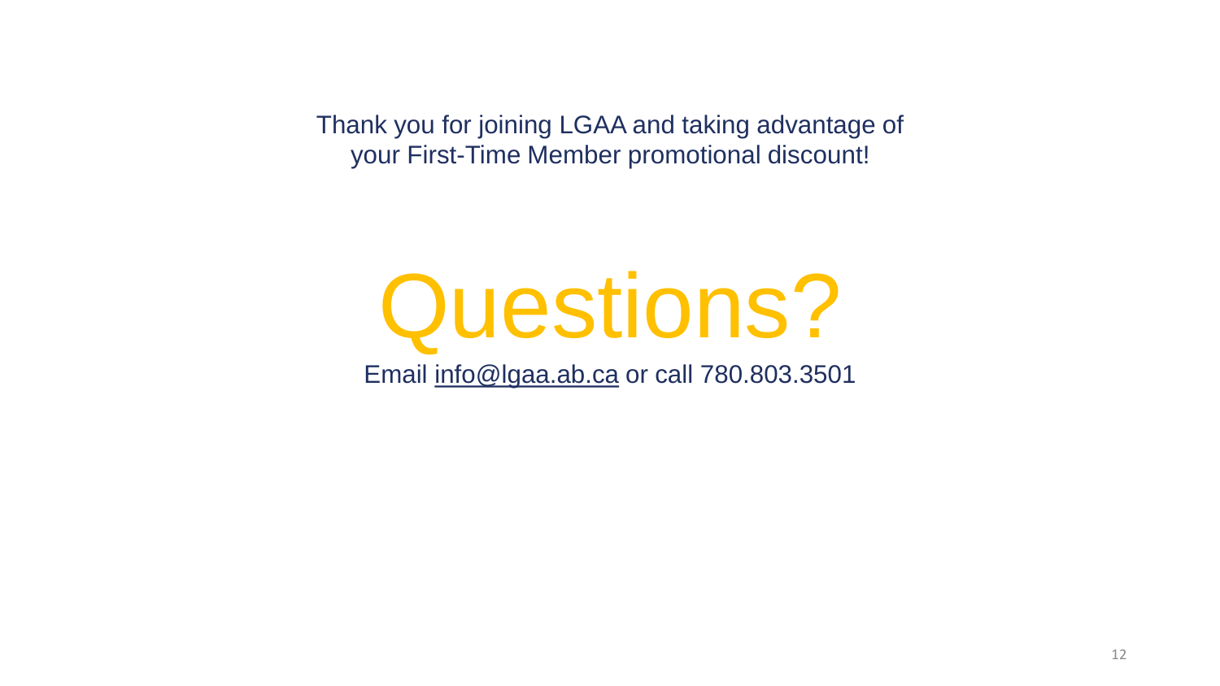Thank you for joining LGAA and taking advantage of your First-Time Member promotional discount!

# Questions?

Email info@lgaa.ab.ca or call 780.803.3501